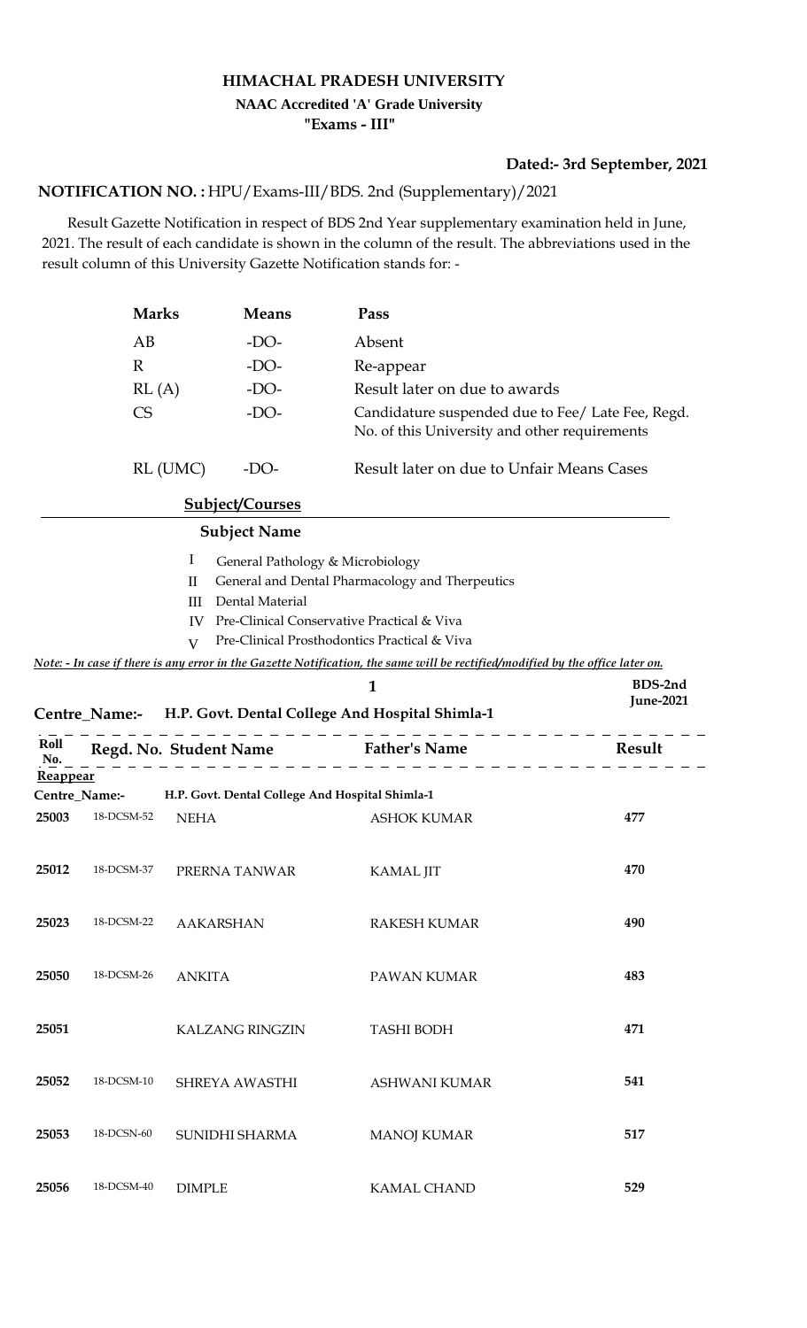# HIMACHAL PRADESH UNIVERSITY

**NAAC Accredited 'A' Grade University**

**"Exams - III"**

**Dated:- 3rd September, 2021**

**NOTIFICATION NO. :** HPU/Exams-III/BDS. 2nd (Supplementary)/2021

Result Gazette Notification in respect of BDS 2nd Year supplementary examination held in June, 2021. The result of each candidate is shown in the column of the result. The abbreviations used in the result column of this University Gazette Notification stands for: -

| Marks | Means | Pass |
|---|---|---|
| AB | -DO- | Absent |
| R | -DO- | Re-appear |
| RL (A) | -DO- | Result later on due to awards |
| CS | -DO- | Candidature suspended due to Fee/ Late Fee, Regd. No. of this University and other requirements |
| RL (UMC) | -DO- | Result later on due to Unfair Means Cases |

**Subject/Courses**

**Subject Name**

- I General Pathology & Microbiology
- II General and Dental Pharmacology and Therpeutics
- III Dental Material
- IV Pre-Clinical Conservative Practical & Viva
- V Pre-Clinical Prosthodontics Practical & Viva

*Note: - In case if there is any error in the Gazette Notification, the same will be rectified/modified by the office later on.*

**BDS-2nd June-2021**

**Centre_Name:- H.P. Govt. Dental College And Hospital Shimla-1**

| Roll No. | Regd. No. | Student Name | Father's Name | Result |
|---|---|---|---|---|
| **Reappear** | | | | |
| **Centre_Name:-** | **H.P. Govt. Dental College And Hospital Shimla-1** | | | |
| 25003 | 18-DCSM-52 | NEHA | ASHOK KUMAR | 477 |
| 25012 | 18-DCSM-37 | PRERNA TANWAR | KAMAL JIT | 470 |
| 25023 | 18-DCSM-22 | AAKARSHAN | RAKESH KUMAR | 490 |
| 25050 | 18-DCSM-26 | ANKITA | PAWAN KUMAR | 483 |
| 25051 | | KALZANG RINGZIN | TASHI BODH | 471 |
| 25052 | 18-DCSM-10 | SHREYA AWASTHI | ASHWANI KUMAR | 541 |
| 25053 | 18-DCSN-60 | SUNIDHI SHARMA | MANOJ KUMAR | 517 |
| 25056 | 18-DCSM-40 | DIMPLE | KAMAL CHAND | 529 |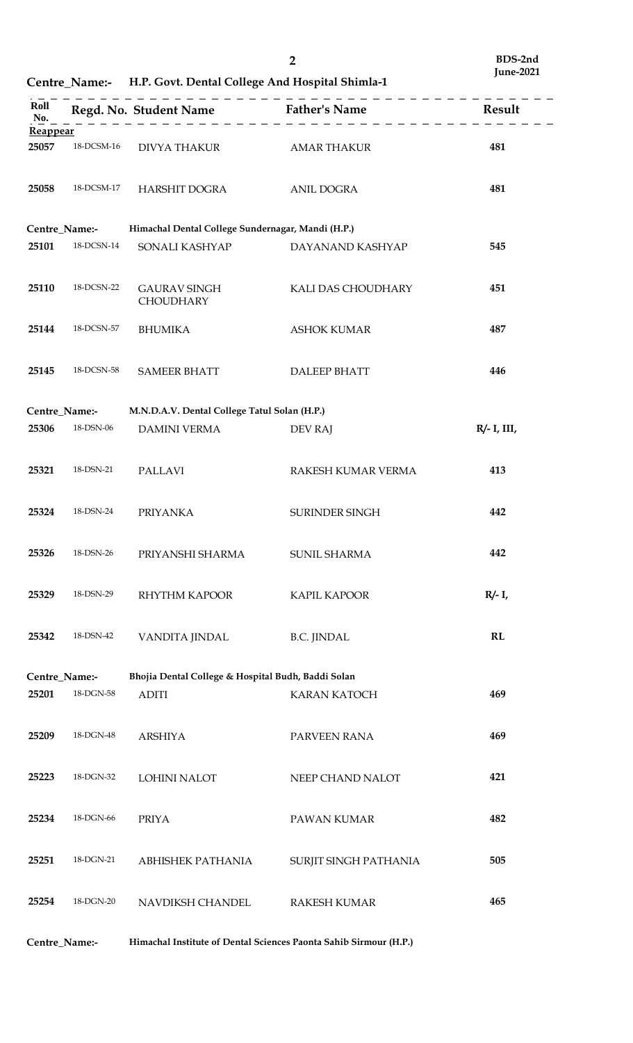**BDS-2nd**
**June-2021**

**Centre_Name:- H.P. Govt. Dental College And Hospital Shimla-1**

| Roll No. | Regd. No. | Student Name | Father's Name | Result |
|---|---|---|---|---|
| **Reappear** | | | | |
| **25057** | 18-DCSM-16 | DIVYA THAKUR | AMAR THAKUR | **481** |
| **25058** | 18-DCSM-17 | HARSHIT DOGRA | ANIL DOGRA | **481** |

**Centre_Name:- Himachal Dental College Sundernagar, Mandi (H.P.)**

| Roll No. | Regd. No. | Student Name | Father's Name | Result |
|---|---|---|---|---|
| **25101** | 18-DCSN-14 | SONALI KASHYAP | DAYANAND KASHYAP | **545** |
| **25110** | 18-DCSN-22 | GAURAV SINGH CHOUDHARY | KALI DAS CHOUDHARY | **451** |
| **25144** | 18-DCSN-57 | BHUMIKA | ASHOK KUMAR | **487** |
| **25145** | 18-DCSN-58 | SAMEER BHATT | DALEEP BHATT | **446** |

**Centre_Name:- M.N.D.A.V. Dental College Tatul Solan (H.P.)**

| Roll No. | Regd. No. | Student Name | Father's Name | Result |
|---|---|---|---|---|
| **25306** | 18-DSN-06 | DAMINI VERMA | DEV RAJ | **R/- I, III,** |
| **25321** | 18-DSN-21 | PALLAVI | RAKESH KUMAR VERMA | **413** |
| **25324** | 18-DSN-24 | PRIYANKA | SURINDER SINGH | **442** |
| **25326** | 18-DSN-26 | PRIYANSHI SHARMA | SUNIL SHARMA | **442** |
| **25329** | 18-DSN-29 | RHYTHM KAPOOR | KAPIL KAPOOR | **R/- I,** |
| **25342** | 18-DSN-42 | VANDITA JINDAL | B.C. JINDAL | **RL** |

**Centre_Name:- Bhojia Dental College & Hospital Budh, Baddi Solan**

| Roll No. | Regd. No. | Student Name | Father's Name | Result |
|---|---|---|---|---|
| **25201** | 18-DGN-58 | ADITI | KARAN KATOCH | **469** |
| **25209** | 18-DGN-48 | ARSHIYA | PARVEEN RANA | **469** |
| **25223** | 18-DGN-32 | LOHINI NALOT | NEEP CHAND NALOT | **421** |
| **25234** | 18-DGN-66 | PRIYA | PAWAN KUMAR | **482** |
| **25251** | 18-DGN-21 | ABHISHEK PATHANIA | SURJIT SINGH PATHANIA | **505** |
| **25254** | 18-DGN-20 | NAVDIKSH CHANDEL | RAKESH KUMAR | **465** |

**Centre_Name:- Himachal Institute of Dental Sciences Paonta Sahib Sirmour (H.P.)**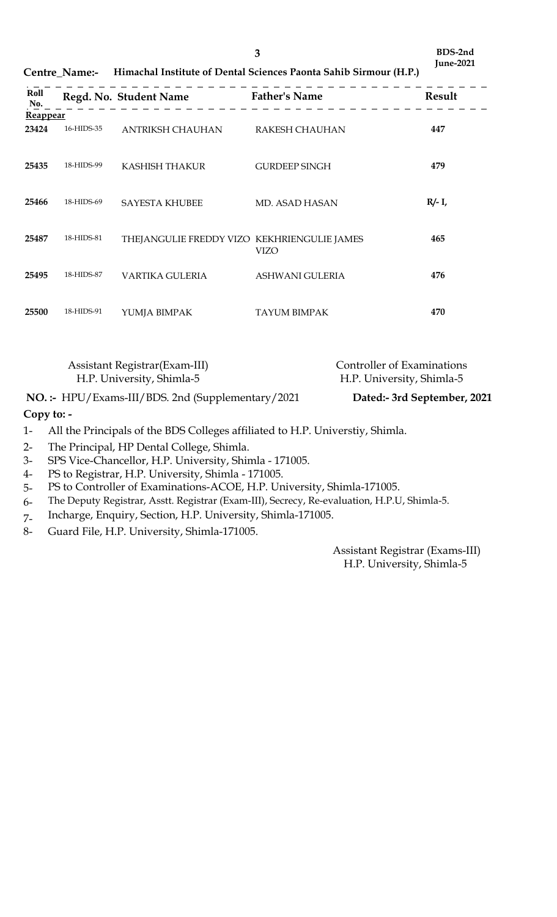**Centre_Name:- Himachal Institute of Dental Sciences Paonta Sahib Sirmour (H.P.)**

| Roll No. | Regd. No. | Student Name | Father's Name | Result |
|---|---|---|---|---|
| **Reappear** | | | | |
| 23424 | 16-HIDS-35 | ANTRIKSH CHAUHAN | RAKESH CHAUHAN | 447 |
| 25435 | 18-HIDS-99 | KASHISH THAKUR | GURDEEP SINGH | 479 |
| 25466 | 18-HIDS-69 | SAYESTA KHUBEE | MD. ASAD HASAN | R/- I, |
| 25487 | 18-HIDS-81 | THEJANGULIE FREDDY VIZO | KEKHRIENGULIE JAMES VIZO | 465 |
| 25495 | 18-HIDS-87 | VARTIKA GULERIA | ASHWANI GULERIA | 476 |
| 25500 | 18-HIDS-91 | YUMJA BIMPAK | TAYUM BIMPAK | 470 |

Assistant Registrar(Exam-III)
H.P. University, Shimla-5

Controller of Examinations
H.P. University, Shimla-5

**NO. :-** HPU/Exams-III/BDS. 2nd (Supplementary/2021 **Dated:- 3rd September, 2021**

**Copy to: -**

1- All the Principals of the BDS Colleges affiliated to H.P. Universtiy, Shimla.
2- The Principal, HP Dental College, Shimla.
3- SPS Vice-Chancellor, H.P. University, Shimla - 171005.
4- PS to Registrar, H.P. University, Shimla - 171005.
5- PS to Controller of Examinations-ACOE, H.P. University, Shimla-171005.
6- The Deputy Registrar, Asstt. Registrar (Exam-III), Secrecy, Re-evaluation, H.P.U, Shimla-5.
7- Incharge, Enquiry, Section, H.P. University, Shimla-171005.
8- Guard File, H.P. University, Shimla-171005.

Assistant Registrar (Exams-III)
H.P. University, Shimla-5